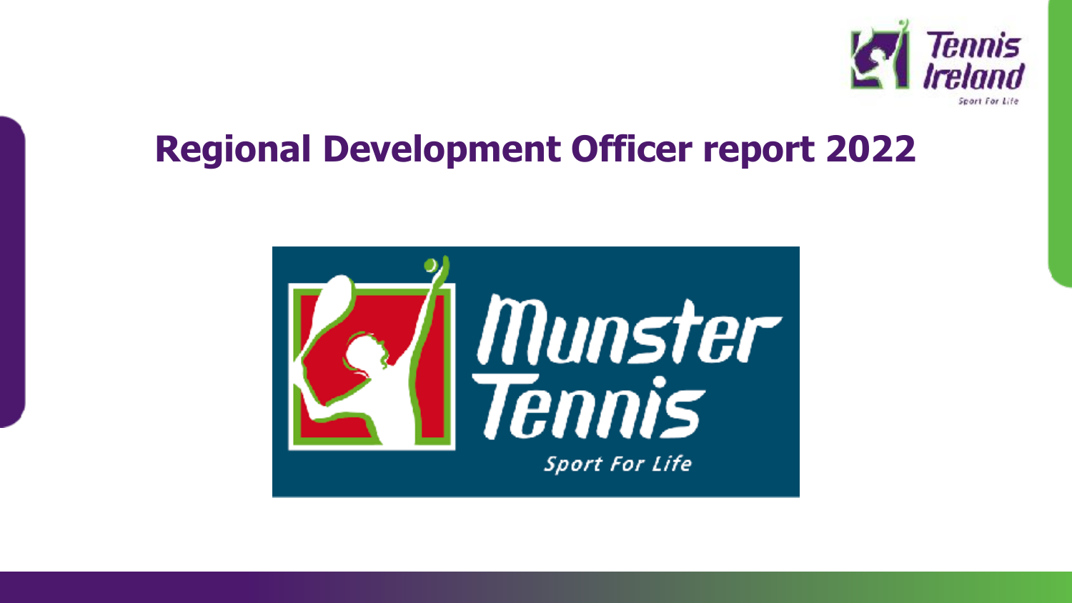# Regional Development Officer report 2022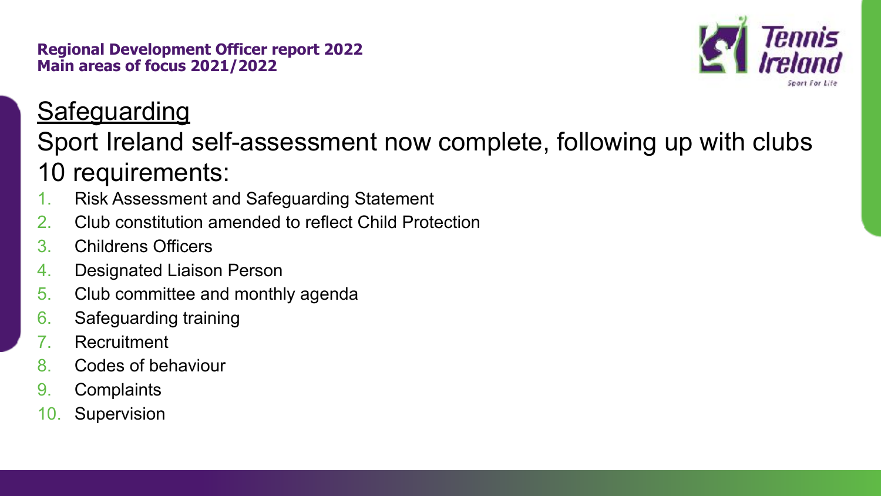**Regional Development Officer report 2022**
**Main areas of focus 2021/2022**

## Safeguarding

Sport Ireland self-assessment now complete, following up with clubs

10 requirements:

1. Risk Assessment and Safeguarding Statement
2. Club constitution amended to reflect Child Protection
3. Childrens Officers
4. Designated Liaison Person
5. Club committee and monthly agenda
6. Safeguarding training
7. Recruitment
8. Codes of behaviour
9. Complaints
10. Supervision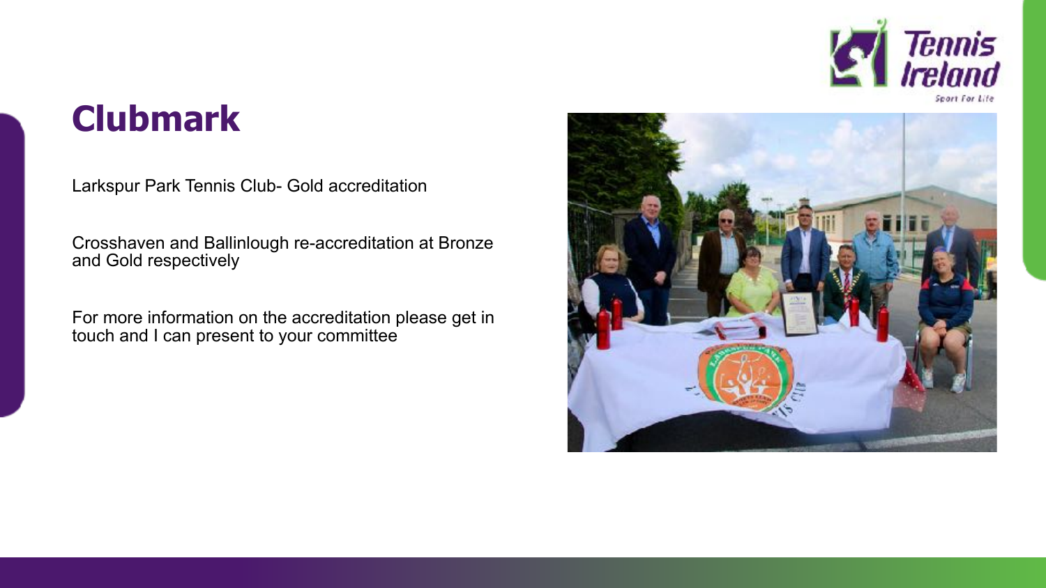# Clubmark

Larkspur Park Tennis Club- Gold accreditation

Crosshaven and Ballinlough re-accreditation at Bronze and Gold respectively

For more information on the accreditation please get in touch and I can present to your committee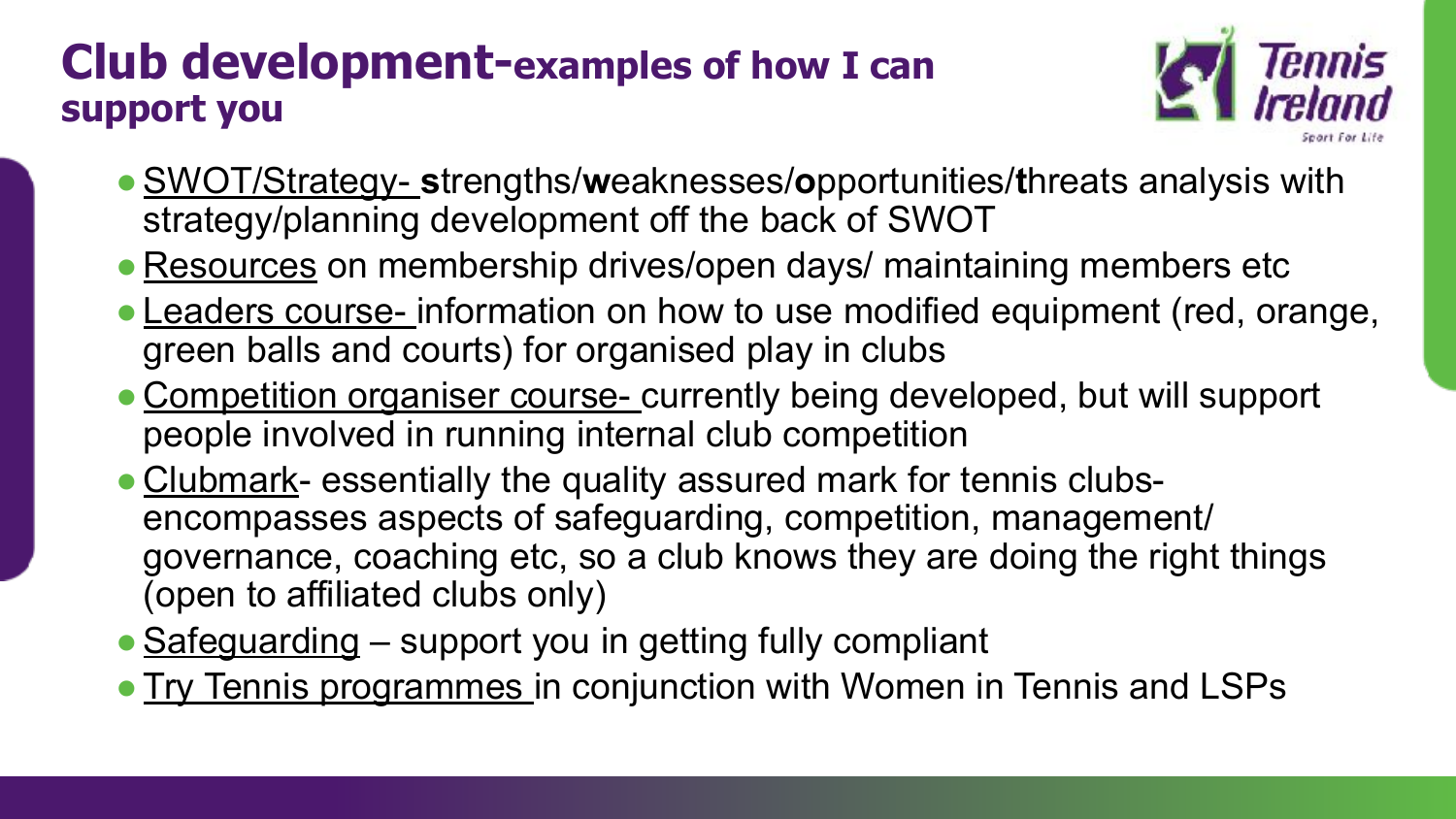# **Club development-examples of how I can support you**

- SWOT/Strategy- **s**trengths/**w**eaknesses/**o**pportunities/**t**hreats analysis with strategy/planning development off the back of SWOT
- Resources on membership drives/open days/ maintaining members etc
- Leaders course- information on how to use modified equipment (red, orange, green balls and courts) for organised play in clubs
- Competition organiser course- currently being developed, but will support people involved in running internal club competition
- Clubmark- essentially the quality assured mark for tennis clubs- encompasses aspects of safeguarding, competition, management/ governance, coaching etc, so a club knows they are doing the right things (open to affiliated clubs only)
- Safeguarding – support you in getting fully compliant
- Try Tennis programmes in conjunction with Women in Tennis and LSPs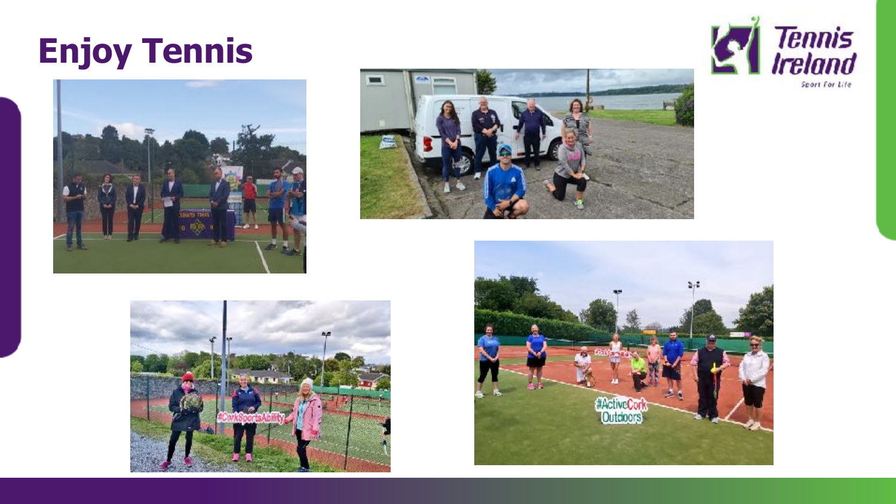# Enjoy Tennis